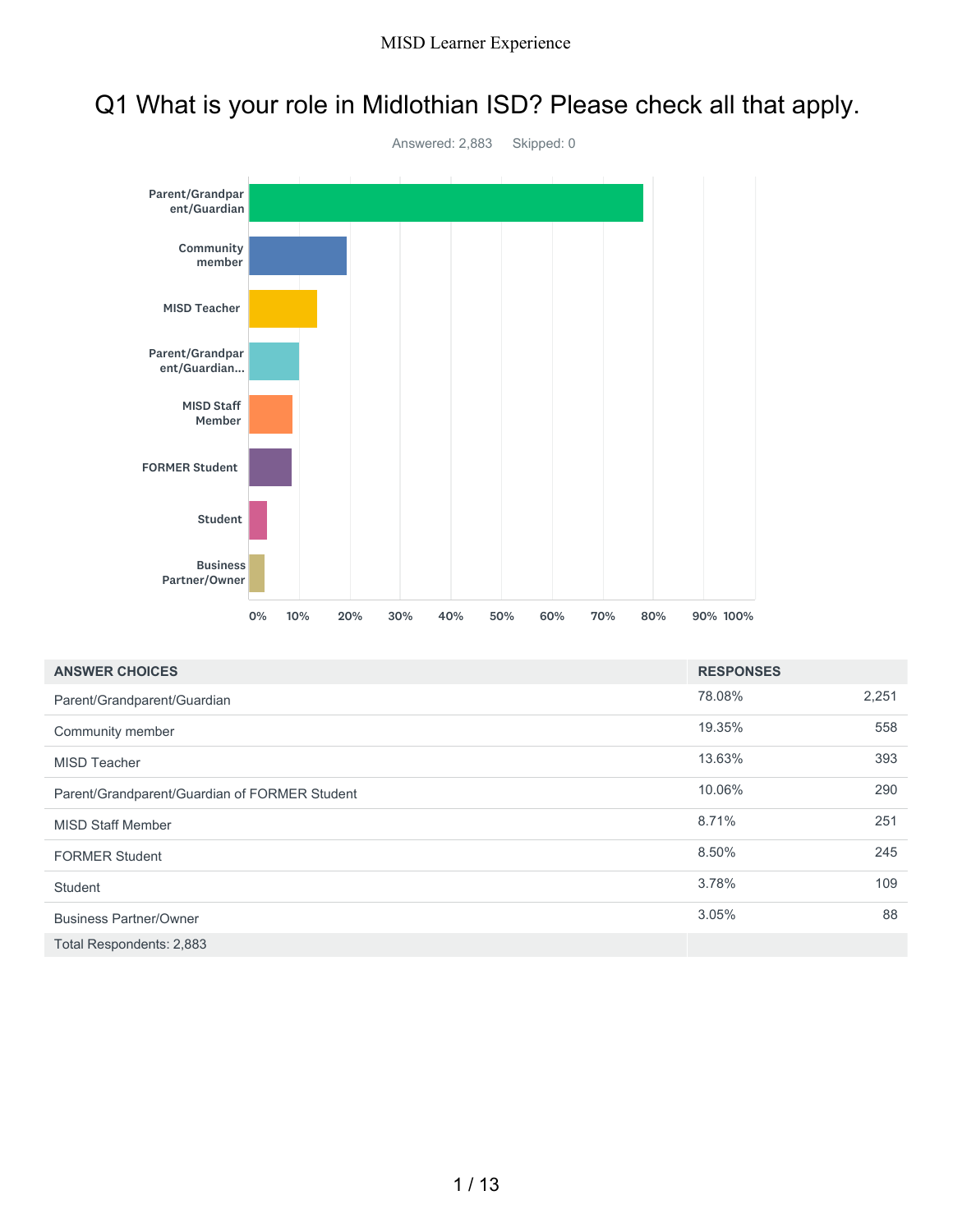# Q1 What is your role in Midlothian ISD? Please check all that apply.

Answered: 2,883 Skipped: 0

| ANSWER CHOICES | RESPONSES | |
|---|---|---|
| Parent/Grandparent/Guardian | 78.08% | 2,251 |
| Community member | 19.35% | 558 |
| MISD Teacher | 13.63% | 393 |
| Parent/Grandparent/Guardian of FORMER Student | 10.06% | 290 |
| MISD Staff Member | 8.71% | 251 |
| FORMER Student | 8.50% | 245 |
| Student | 3.78% | 109 |
| Business Partner/Owner | 3.05% | 88 |
| Total Respondents: 2,883 | | |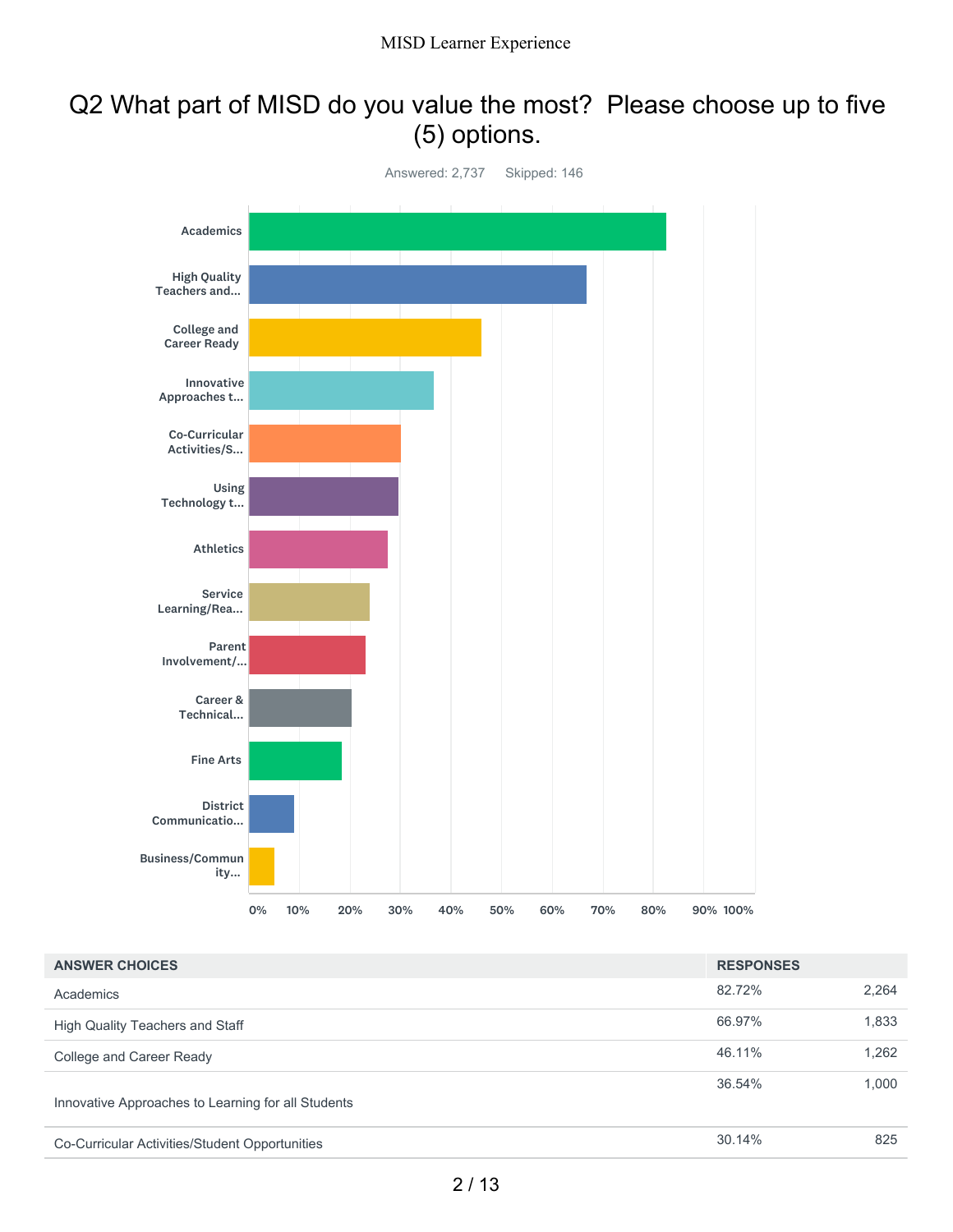# Q2 What part of MISD do you value the most? Please choose up to five (5) options.

Answered: 2,737 Skipped: 146

| ANSWER CHOICES | RESPONSES | |
|---|---|---|
| Academics | 82.72% | 2,264 |
| High Quality Teachers and Staff | 66.97% | 1,833 |
| College and Career Ready | 46.11% | 1,262 |
| Innovative Approaches to Learning for all Students | 36.54% | 1,000 |
| Co-Curricular Activities/Student Opportunities | 30.14% | 825 |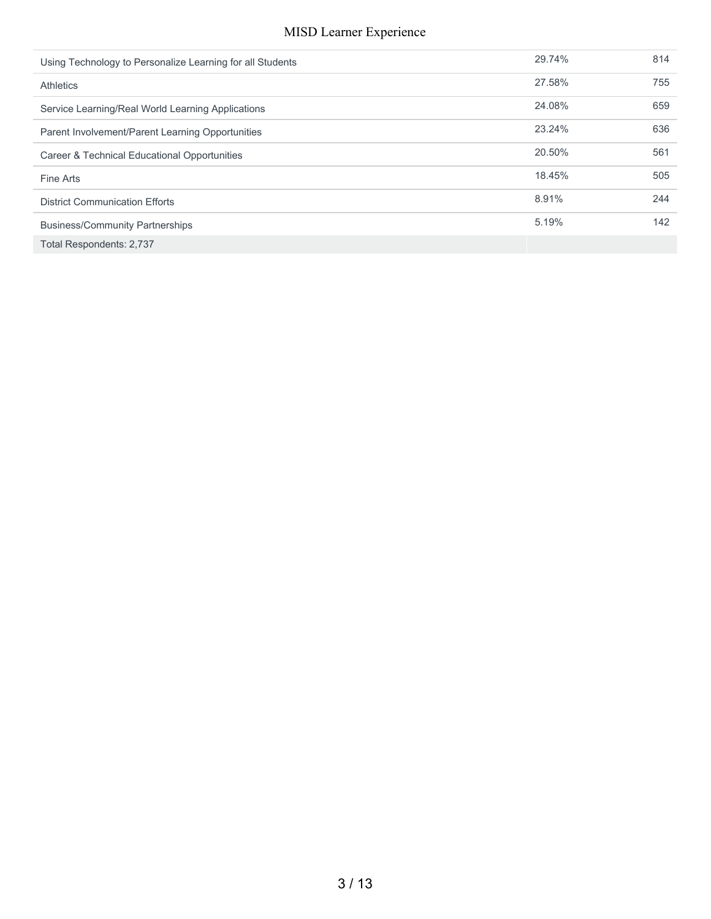| | | |
|---|---|---|
| Using Technology to Personalize Learning for all Students | 29.74% | 814 |
| Athletics | 27.58% | 755 |
| Service Learning/Real World Learning Applications | 24.08% | 659 |
| Parent Involvement/Parent Learning Opportunities | 23.24% | 636 |
| Career & Technical Educational Opportunities | 20.50% | 561 |
| Fine Arts | 18.45% | 505 |
| District Communication Efforts | 8.91% | 244 |
| Business/Community Partnerships | 5.19% | 142 |
| Total Respondents: 2,737 | | |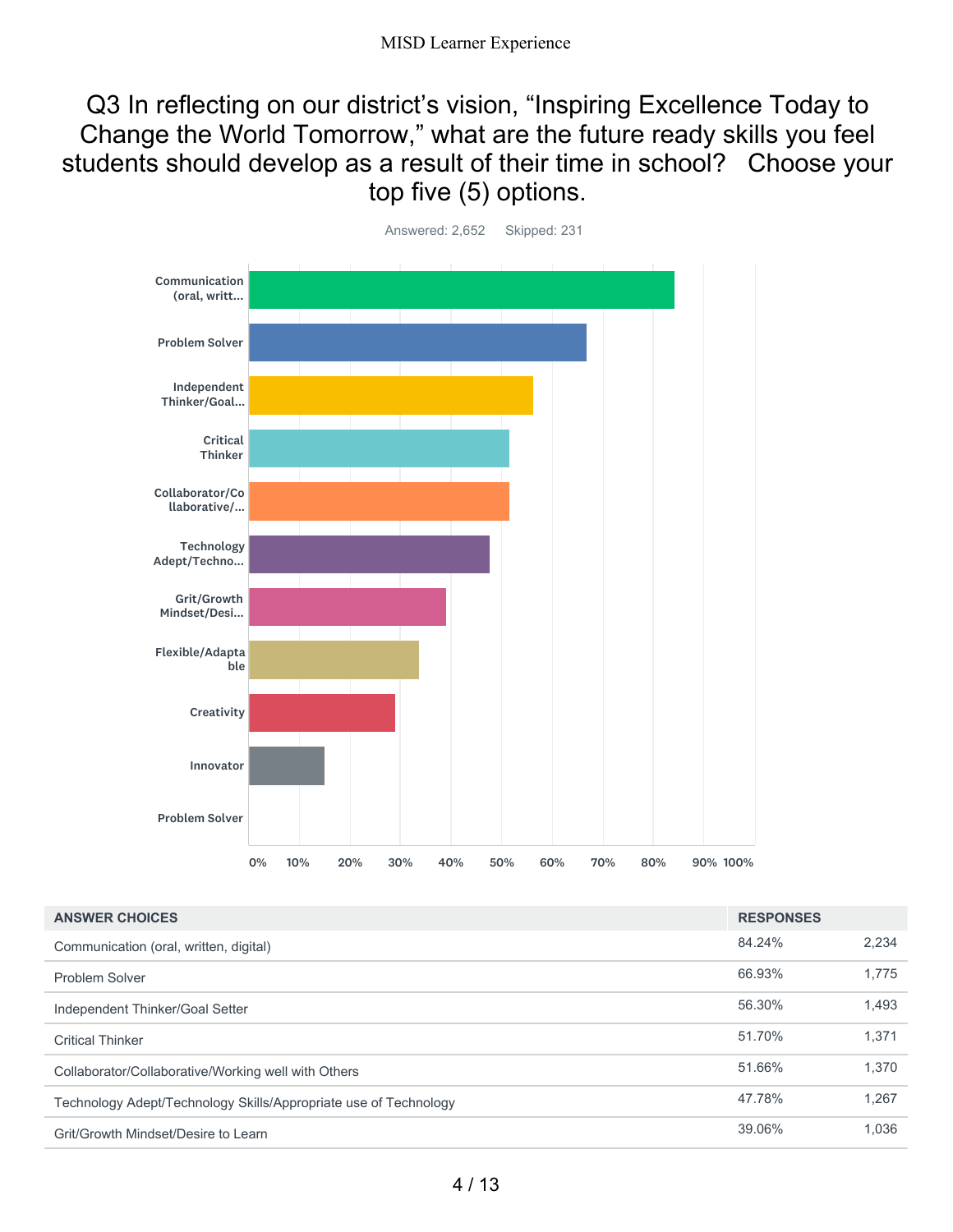# Q3 In reflecting on our district's vision, "Inspiring Excellence Today to Change the World Tomorrow," what are the future ready skills you feel students should develop as a result of their time in school? Choose your top five (5) options.

Answered: 2,652 Skipped: 231

| ANSWER CHOICES | RESPONSES | |
|---|---|---|
| Communication (oral, written, digital) | 84.24% | 2,234 |
| Problem Solver | 66.93% | 1,775 |
| Independent Thinker/Goal Setter | 56.30% | 1,493 |
| Critical Thinker | 51.70% | 1,371 |
| Collaborator/Collaborative/Working well with Others | 51.66% | 1,370 |
| Technology Adept/Technology Skills/Appropriate use of Technology | 47.78% | 1,267 |
| Grit/Growth Mindset/Desire to Learn | 39.06% | 1,036 |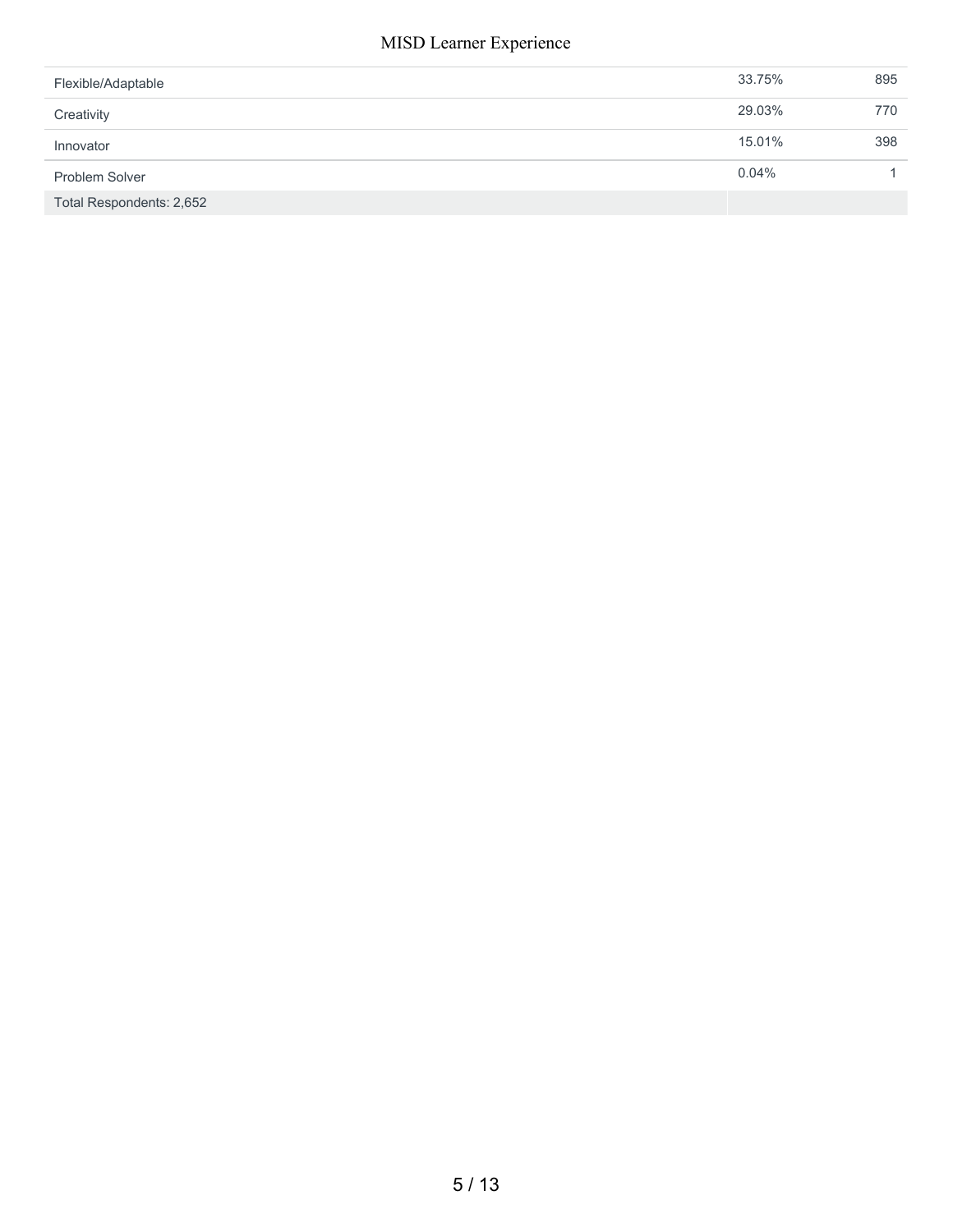| | | |
|---|---|---|
| Flexible/Adaptable | 33.75% | 895 |
| Creativity | 29.03% | 770 |
| Innovator | 15.01% | 398 |
| Problem Solver | 0.04% | 1 |
| Total Respondents: 2,652 | | |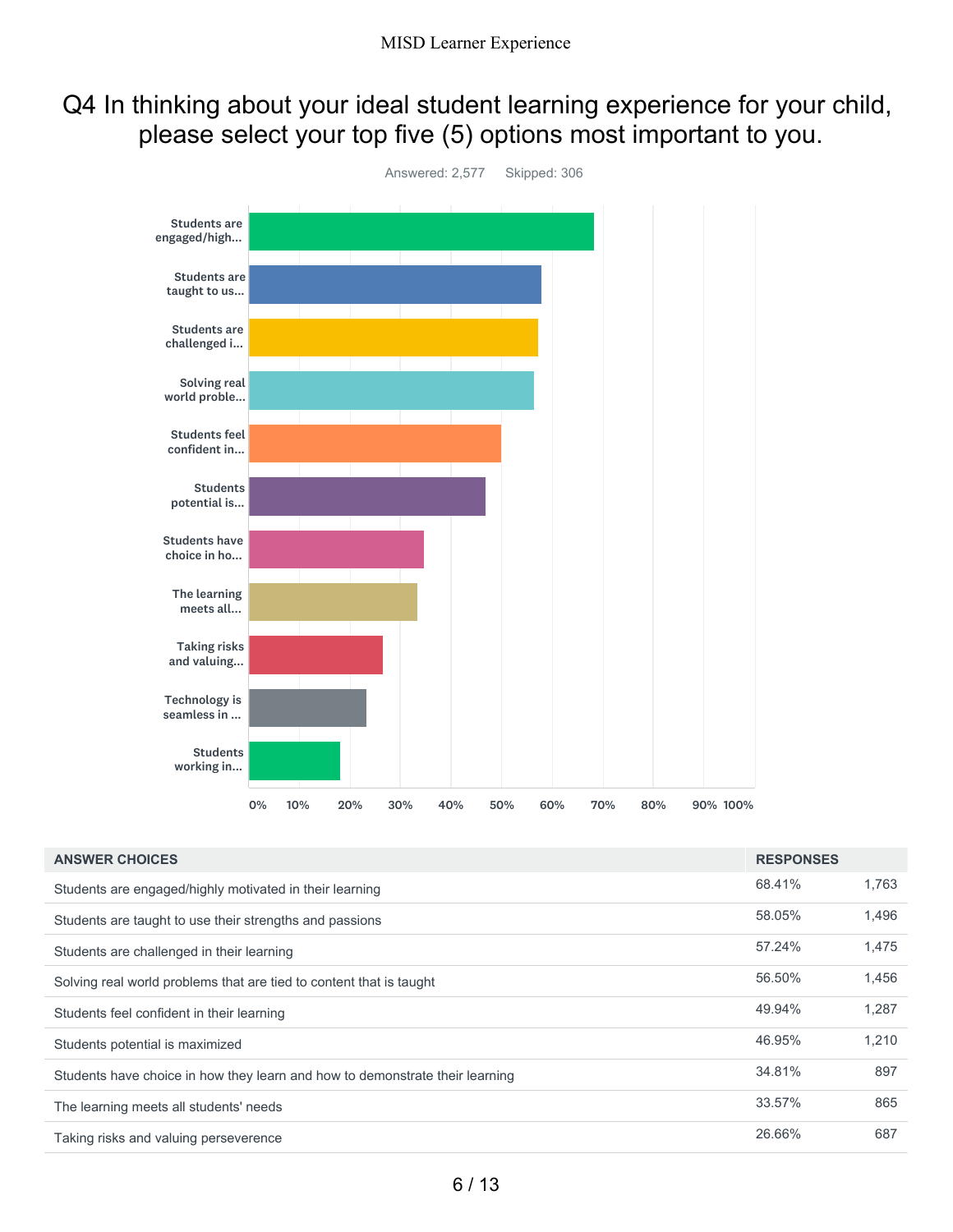## Q4 In thinking about your ideal student learning experience for your child, please select your top five (5) options most important to you.

Answered: 2,577 Skipped: 306

| ANSWER CHOICES | RESPONSES | |
|---|---|---|
| Students are engaged/highly motivated in their learning | 68.41% | 1,763 |
| Students are taught to use their strengths and passions | 58.05% | 1,496 |
| Students are challenged in their learning | 57.24% | 1,475 |
| Solving real world problems that are tied to content that is taught | 56.50% | 1,456 |
| Students feel confident in their learning | 49.94% | 1,287 |
| Students potential is maximized | 46.95% | 1,210 |
| Students have choice in how they learn and how to demonstrate their learning | 34.81% | 897 |
| The learning meets all students' needs | 33.57% | 865 |
| Taking risks and valuing perseverence | 26.66% | 687 |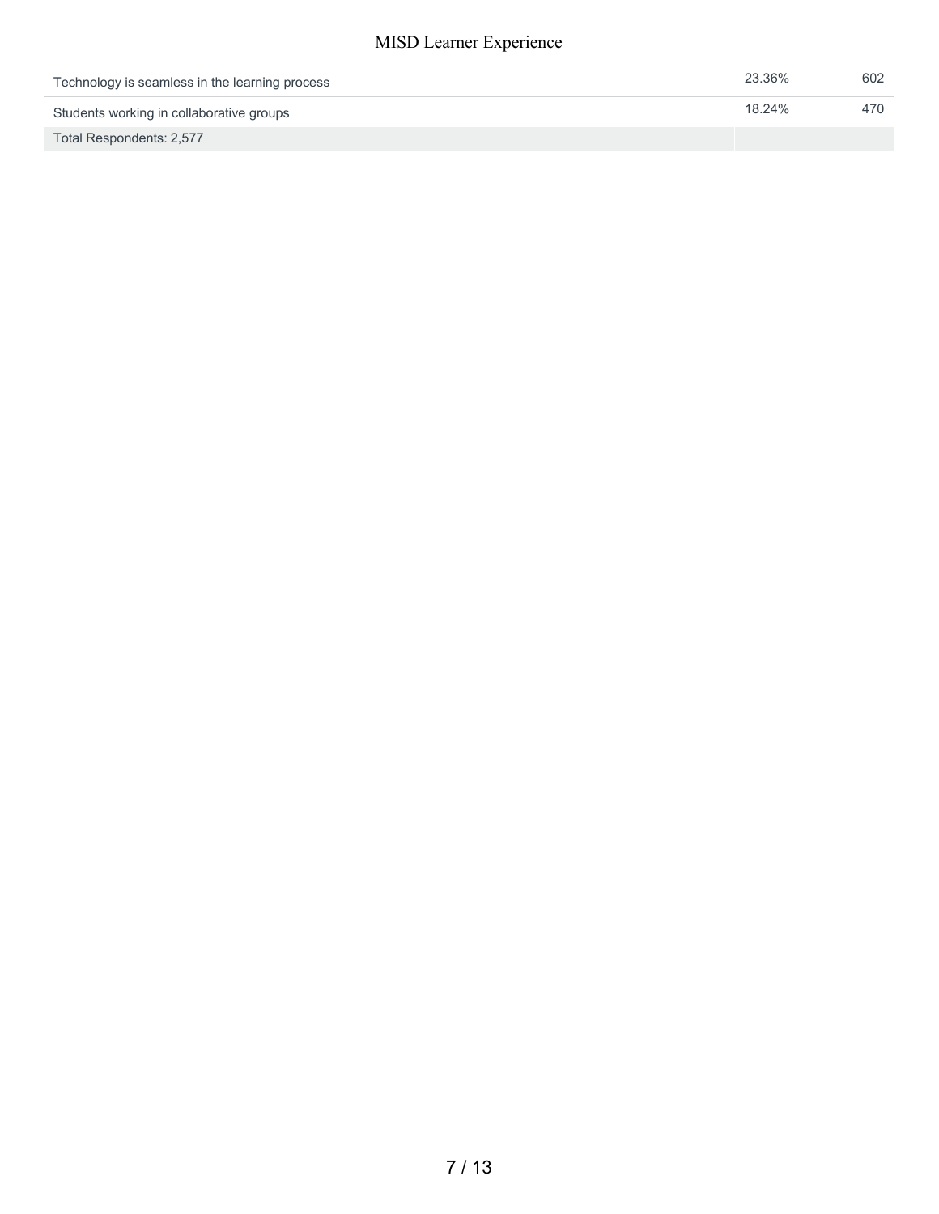| | | |
|---|---|---|
| Technology is seamless in the learning process | 23.36% | 602 |
| Students working in collaborative groups | 18.24% | 470 |
| Total Respondents: 2,577 | | |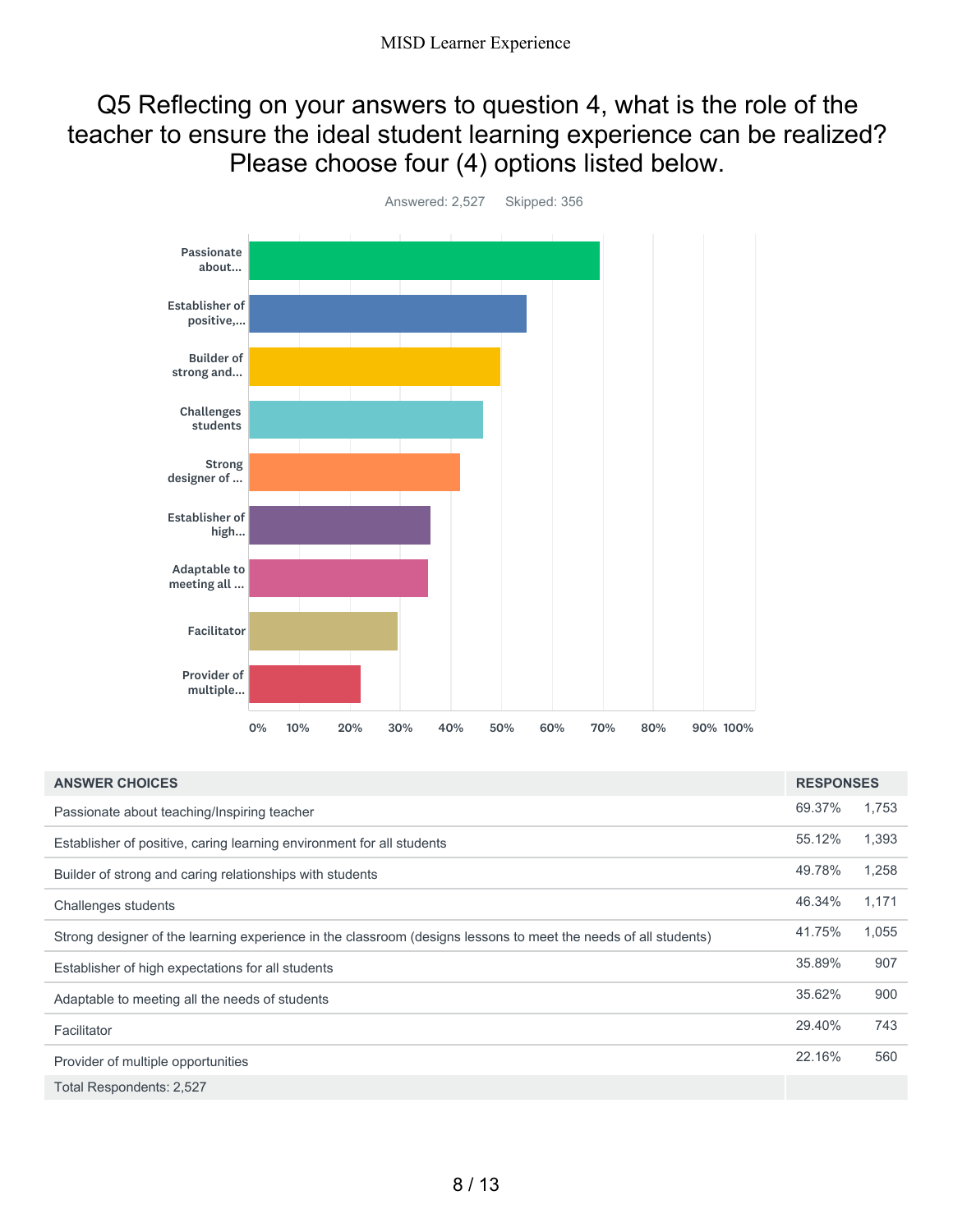## Q5 Reflecting on your answers to question 4, what is the role of the teacher to ensure the ideal student learning experience can be realized? Please choose four (4) options listed below.

Answered: 2,527 Skipped: 356

| ANSWER CHOICES | RESPONSES | |
|---|---|---|
| Passionate about teaching/Inspiring teacher | 69.37% | 1,753 |
| Establisher of positive, caring learning environment for all students | 55.12% | 1,393 |
| Builder of strong and caring relationships with students | 49.78% | 1,258 |
| Challenges students | 46.34% | 1,171 |
| Strong designer of the learning experience in the classroom (designs lessons to meet the needs of all students) | 41.75% | 1,055 |
| Establisher of high expectations for all students | 35.89% | 907 |
| Adaptable to meeting all the needs of students | 35.62% | 900 |
| Facilitator | 29.40% | 743 |
| Provider of multiple opportunities | 22.16% | 560 |
| Total Respondents: 2,527 | | |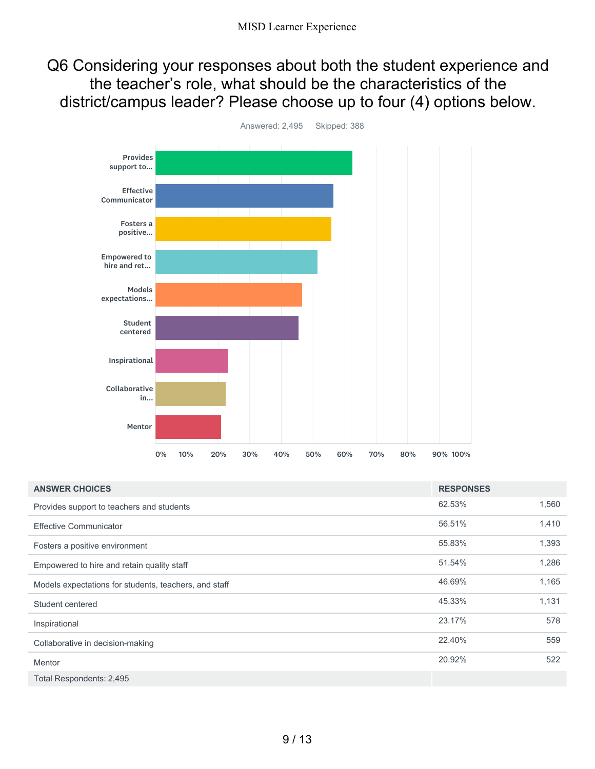# Q6 Considering your responses about both the student experience and the teacher's role, what should be the characteristics of the district/campus leader? Please choose up to four (4) options below.

Answered: 2,495 Skipped: 388

| ANSWER CHOICES | RESPONSES | |
|---|---|---|
| Provides support to teachers and students | 62.53% | 1,560 |
| Effective Communicator | 56.51% | 1,410 |
| Fosters a positive environment | 55.83% | 1,393 |
| Empowered to hire and retain quality staff | 51.54% | 1,286 |
| Models expectations for students, teachers, and staff | 46.69% | 1,165 |
| Student centered | 45.33% | 1,131 |
| Inspirational | 23.17% | 578 |
| Collaborative in decision-making | 22.40% | 559 |
| Mentor | 20.92% | 522 |
| Total Respondents: 2,495 | | |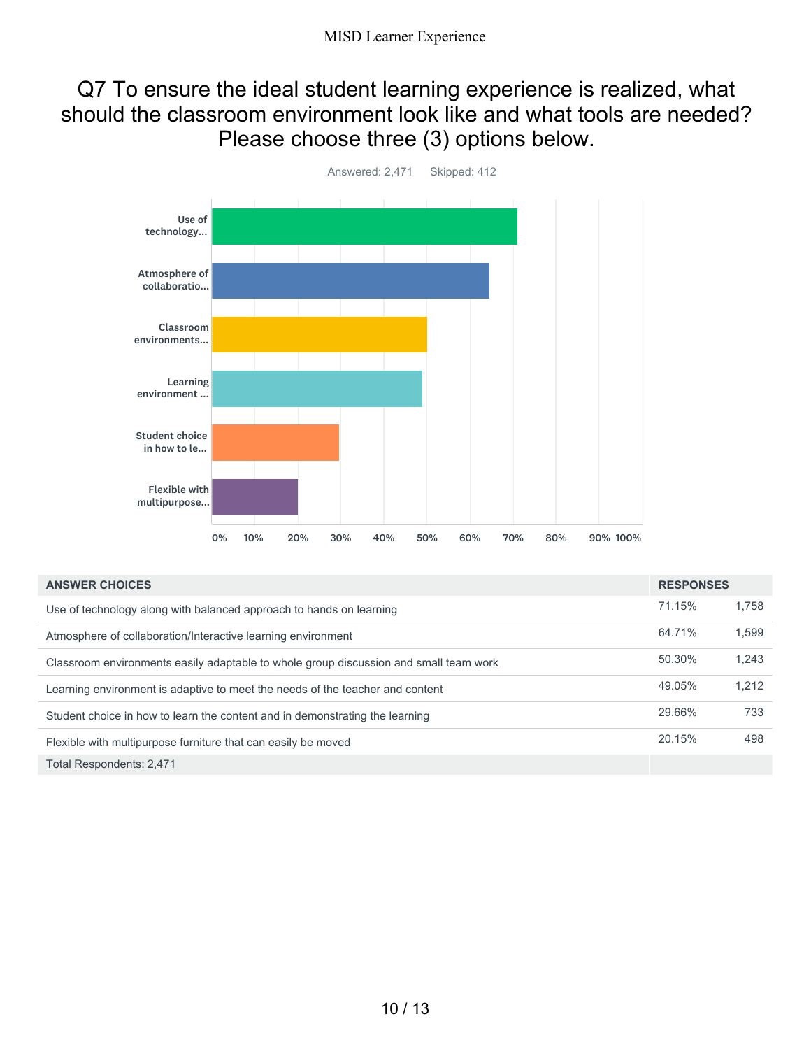# Q7 To ensure the ideal student learning experience is realized, what should the classroom environment look like and what tools are needed? Please choose three (3) options below.

Answered: 2,471 Skipped: 412

| ANSWER CHOICES | RESPONSES | |
|---|---|---|
| Use of technology along with balanced approach to hands on learning | 71.15% | 1,758 |
| Atmosphere of collaboration/Interactive learning environment | 64.71% | 1,599 |
| Classroom environments easily adaptable to whole group discussion and small team work | 50.30% | 1,243 |
| Learning environment is adaptive to meet the needs of the teacher and content | 49.05% | 1,212 |
| Student choice in how to learn the content and in demonstrating the learning | 29.66% | 733 |
| Flexible with multipurpose furniture that can easily be moved | 20.15% | 498 |
| Total Respondents: 2,471 | | |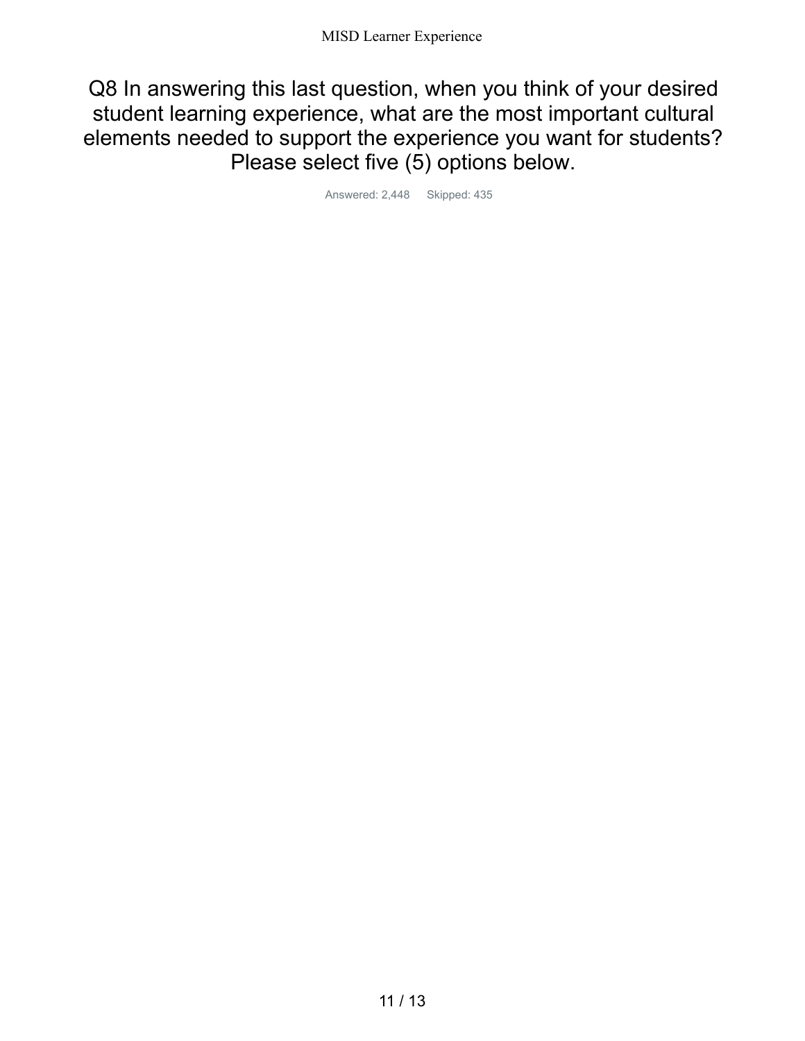# Q8 In answering this last question, when you think of your desired student learning experience, what are the most important cultural elements needed to support the experience you want for students? Please select five (5) options below.

Answered: 2,448 Skipped: 435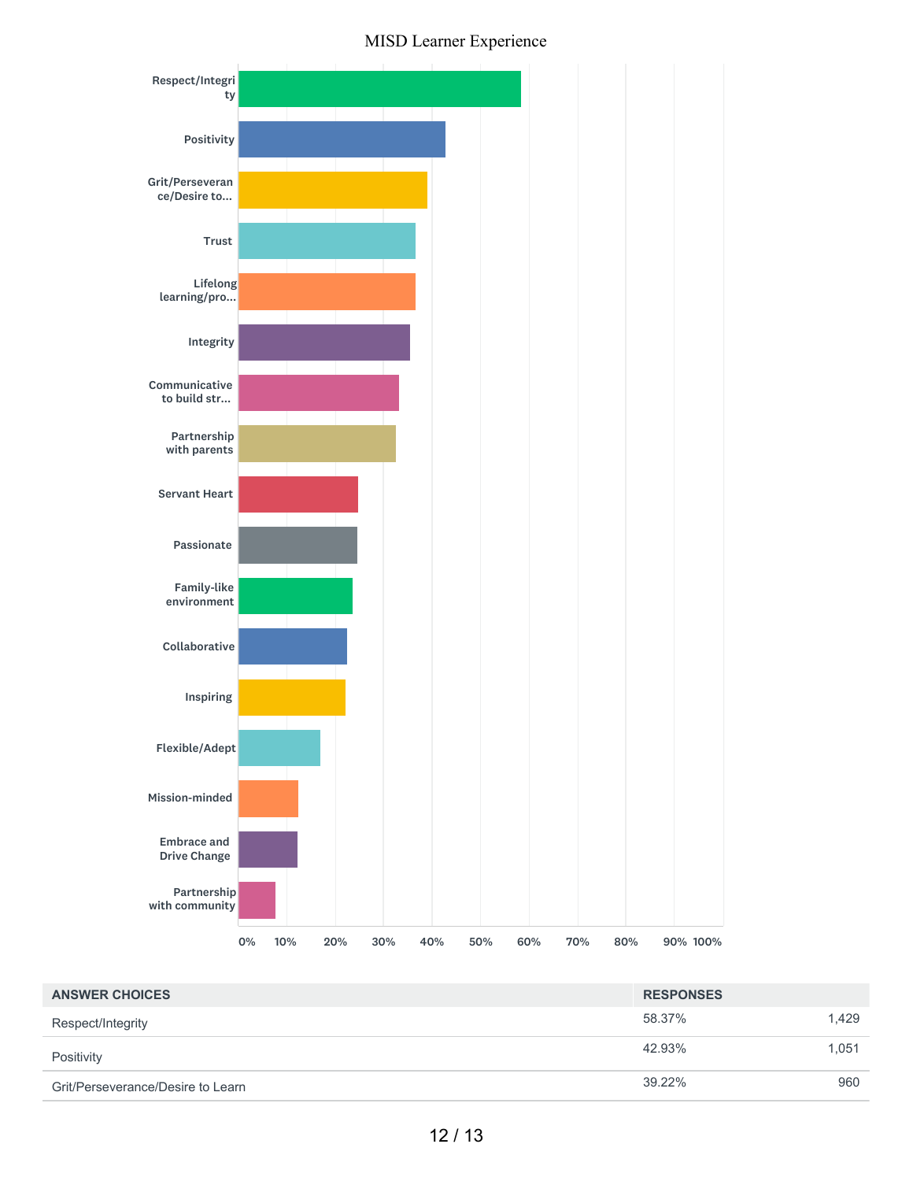## MISD Learner Experience

| Category | Approx. % |
|---|---|
| Respect/Integrity | |
| Positivity | |
| Grit/Perseverance/Desire to... | |
| Trust | |
| Lifelong learning/pro... | |
| Integrity | |
| Communicative to build str... | |
| Partnership with parents | |
| Servant Heart | |
| Passionate | |
| Family-like environment | |
| Collaborative | |
| Inspiring | |
| Flexible/Adept | |
| Mission-minded | |
| Embrace and Drive Change | |
| Partnership with community | |

| ANSWER CHOICES | RESPONSES | |
|---|---|---|
| Respect/Integrity | 58.37% | 1,429 |
| Positivity | 42.93% | 1,051 |
| Grit/Perseverance/Desire to Learn | 39.22% | 960 |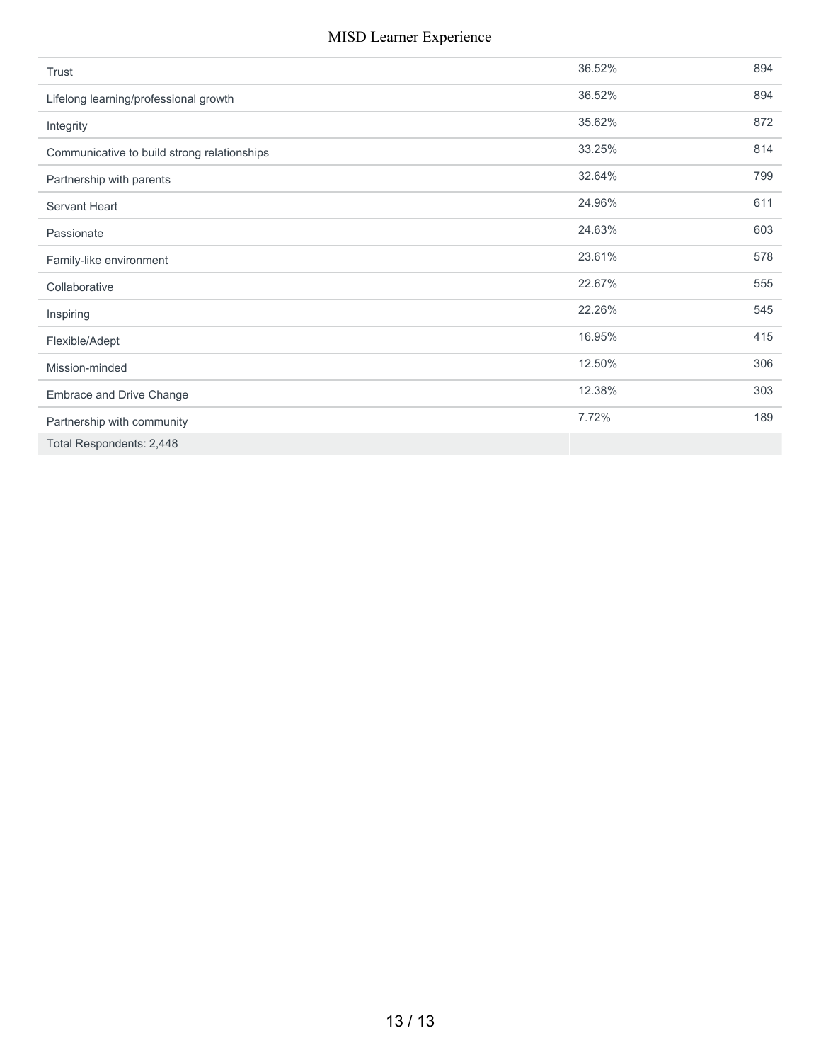| | | |
|---|---|---|
| Trust | 36.52% | 894 |
| Lifelong learning/professional growth | 36.52% | 894 |
| Integrity | 35.62% | 872 |
| Communicative to build strong relationships | 33.25% | 814 |
| Partnership with parents | 32.64% | 799 |
| Servant Heart | 24.96% | 611 |
| Passionate | 24.63% | 603 |
| Family-like environment | 23.61% | 578 |
| Collaborative | 22.67% | 555 |
| Inspiring | 22.26% | 545 |
| Flexible/Adept | 16.95% | 415 |
| Mission-minded | 12.50% | 306 |
| Embrace and Drive Change | 12.38% | 303 |
| Partnership with community | 7.72% | 189 |
| Total Respondents: 2,448 | | |